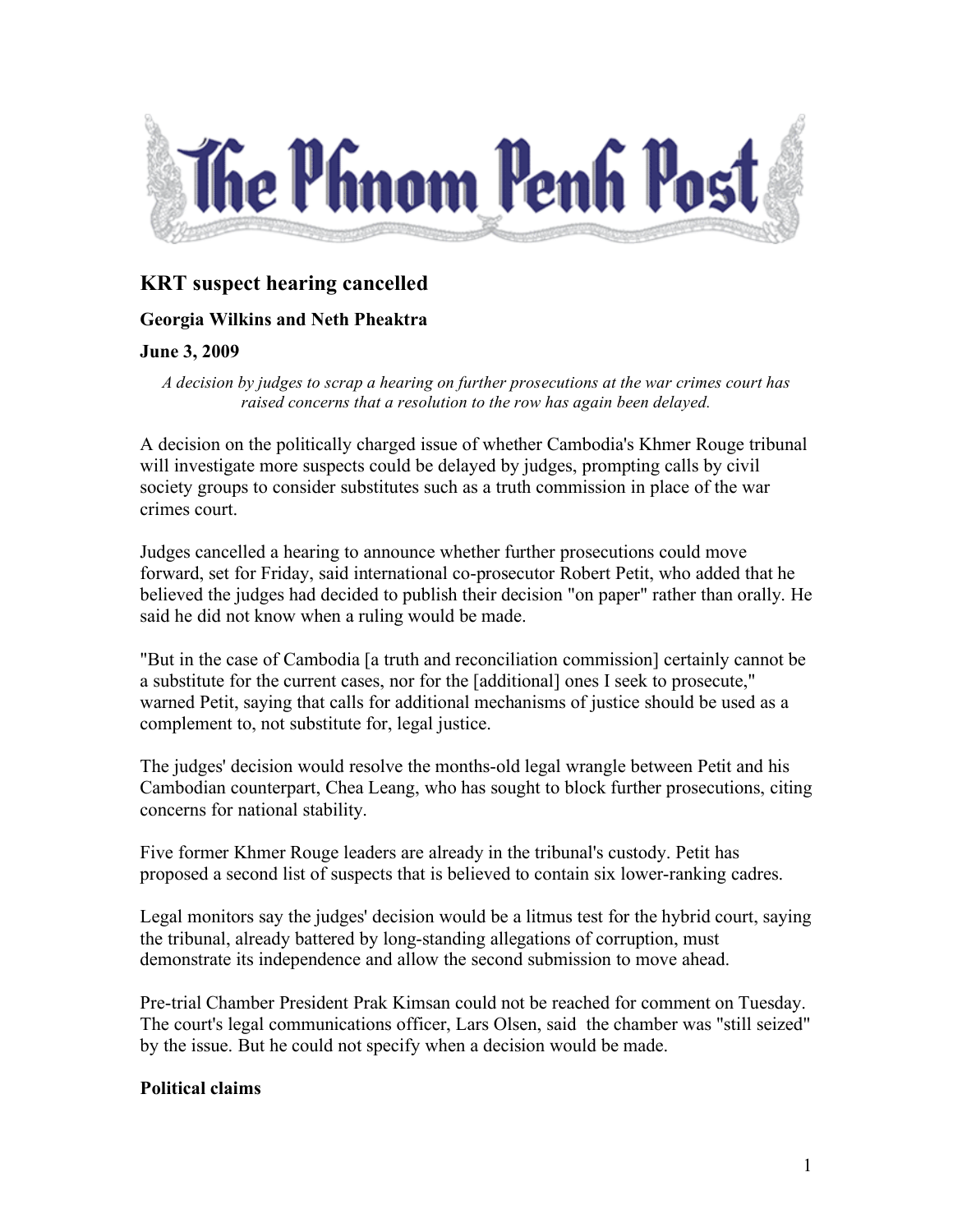# The Phnom Penh Post

## KRT suspect hearing cancelled

**Georgia Wilkins and Neth Pheaktra**

**June 3, 2009**

*A decision by judges to scrap a hearing on further prosecutions at the war crimes court has raised concerns that a resolution to the row has again been delayed.*

A decision on the politically charged issue of whether Cambodia's Khmer Rouge tribunal will investigate more suspects could be delayed by judges, prompting calls by civil society groups to consider substitutes such as a truth commission in place of the war crimes court.

Judges cancelled a hearing to announce whether further prosecutions could move forward, set for Friday, said international co-prosecutor Robert Petit, who added that he believed the judges had decided to publish their decision "on paper" rather than orally. He said he did not know when a ruling would be made.

"But in the case of Cambodia [a truth and reconciliation commission] certainly cannot be a substitute for the current cases, nor for the [additional] ones I seek to prosecute," warned Petit, saying that calls for additional mechanisms of justice should be used as a complement to, not substitute for, legal justice.

The judges' decision would resolve the months-old legal wrangle between Petit and his Cambodian counterpart, Chea Leang, who has sought to block further prosecutions, citing concerns for national stability.

Five former Khmer Rouge leaders are already in the tribunal's custody. Petit has proposed a second list of suspects that is believed to contain six lower-ranking cadres.

Legal monitors say the judges' decision would be a litmus test for the hybrid court, saying the tribunal, already battered by long-standing allegations of corruption, must demonstrate its independence and allow the second submission to move ahead.

Pre-trial Chamber President Prak Kimsan could not be reached for comment on Tuesday. The court's legal communications officer, Lars Olsen, said the chamber was "still seized" by the issue. But he could not specify when a decision would be made.

### Political claims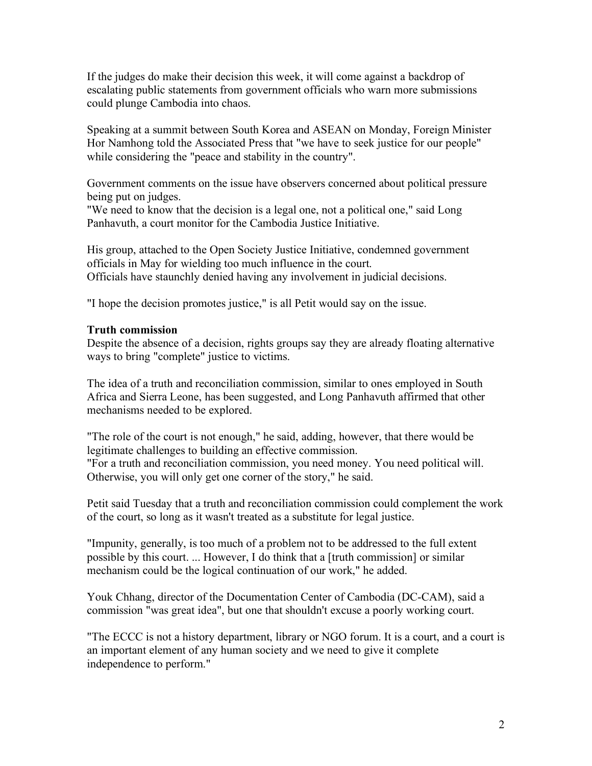If the judges do make their decision this week, it will come against a backdrop of escalating public statements from government officials who warn more submissions could plunge Cambodia into chaos.

Speaking at a summit between South Korea and ASEAN on Monday, Foreign Minister Hor Namhong told the Associated Press that "we have to seek justice for our people" while considering the "peace and stability in the country".

Government comments on the issue have observers concerned about political pressure being put on judges.
"We need to know that the decision is a legal one, not a political one," said Long Panhavuth, a court monitor for the Cambodia Justice Initiative.

His group, attached to the Open Society Justice Initiative, condemned government officials in May for wielding too much influence in the court.
Officials have staunchly denied having any involvement in judicial decisions.

"I hope the decision promotes justice," is all Petit would say on the issue.

**Truth commission**

Despite the absence of a decision, rights groups say they are already floating alternative ways to bring "complete" justice to victims.

The idea of a truth and reconciliation commission, similar to ones employed in South Africa and Sierra Leone, has been suggested, and Long Panhavuth affirmed that other mechanisms needed to be explored.

"The role of the court is not enough," he said, adding, however, that there would be legitimate challenges to building an effective commission.
"For a truth and reconciliation commission, you need money. You need political will. Otherwise, you will only get one corner of the story," he said.

Petit said Tuesday that a truth and reconciliation commission could complement the work of the court, so long as it wasn't treated as a substitute for legal justice.

"Impunity, generally, is too much of a problem not to be addressed to the full extent possible by this court. ... However, I do think that a [truth commission] or similar mechanism could be the logical continuation of our work," he added.

Youk Chhang, director of the Documentation Center of Cambodia (DC-CAM), said a commission "was great idea", but one that shouldn't excuse a poorly working court.

"The ECCC is not a history department, library or NGO forum. It is a court, and a court is an important element of any human society and we need to give it complete independence to perform."